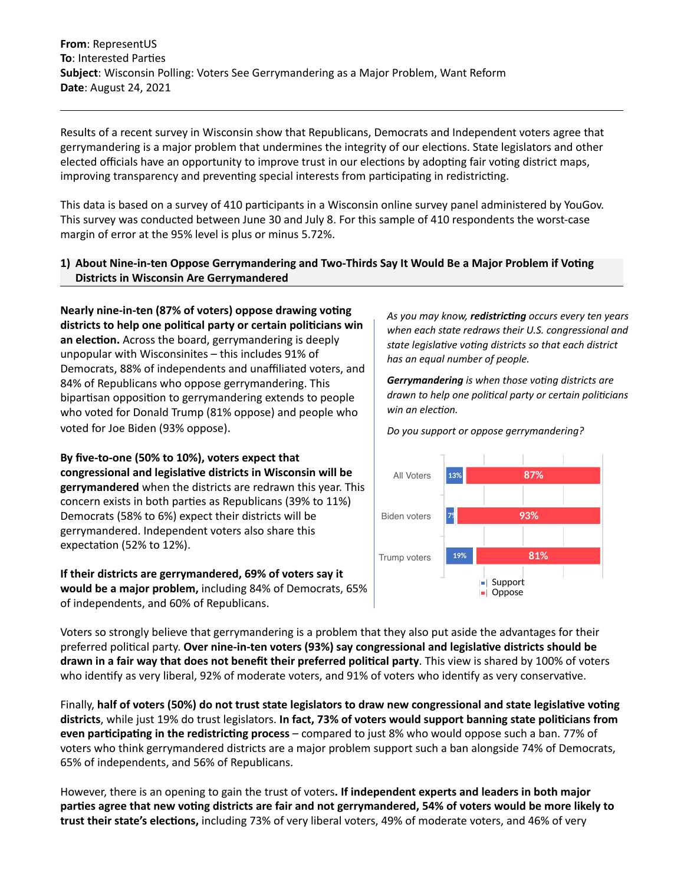**From**: RepresentUS
**To**: Interested Parties
**Subject**: Wisconsin Polling: Voters See Gerrymandering as a Major Problem, Want Reform
**Date**: August 24, 2021

---

Results of a recent survey in Wisconsin show that Republicans, Democrats and Independent voters agree that gerrymandering is a major problem that undermines the integrity of our elections. State legislators and other elected officials have an opportunity to improve trust in our elections by adopting fair voting district maps, improving transparency and preventing special interests from participating in redistricting.

This data is based on a survey of 410 participants in a Wisconsin online survey panel administered by YouGov. This survey was conducted between June 30 and July 8. For this sample of 410 respondents the worst-case margin of error at the 95% level is plus or minus 5.72%.

## 1) About Nine-in-ten Oppose Gerrymandering and Two-Thirds Say It Would Be a Major Problem if Voting Districts in Wisconsin Are Gerrymandered

**Nearly nine-in-ten (87% of voters) oppose drawing voting districts to help one political party or certain politicians win an election.** Across the board, gerrymandering is deeply unpopular with Wisconsinites – this includes 91% of Democrats, 88% of independents and unaffiliated voters, and 84% of Republicans who oppose gerrymandering. This bipartisan opposition to gerrymandering extends to people who voted for Donald Trump (81% oppose) and people who voted for Joe Biden (93% oppose).

**By five-to-one (50% to 10%), voters expect that congressional and legislative districts in Wisconsin will be gerrymandered** when the districts are redrawn this year. This concern exists in both parties as Republicans (39% to 11%) Democrats (58% to 6%) expect their districts will be gerrymandered. Independent voters also share this expectation (52% to 12%).

**If their districts are gerrymandered, 69% of voters say it would be a major problem,** including 84% of Democrats, 65% of independents, and 60% of Republicans.

*As you may know, **redistricting** occurs every ten years when each state redraws their U.S. congressional and state legislative voting districts so that each district has an equal number of people.*

***Gerrymandering** is when those voting districts are drawn to help one political party or certain politicians win an election.*

*Do you support or oppose gerrymandering?*

| | Support | Oppose |
|---|---|---|
| All Voters | 13% | 87% |
| Biden voters | 7% | 93% |
| Trump voters | 19% | 81% |

Voters so strongly believe that gerrymandering is a problem that they also put aside the advantages for their preferred political party. **Over nine-in-ten voters (93%) say congressional and legislative districts should be drawn in a fair way that does not benefit their preferred political party**. This view is shared by 100% of voters who identify as very liberal, 92% of moderate voters, and 91% of voters who identify as very conservative.

Finally, **half of voters (50%) do not trust state legislators to draw new congressional and state legislative voting districts**, while just 19% do trust legislators. **In fact, 73% of voters would support banning state politicians from even participating in the redistricting process** – compared to just 8% who would oppose such a ban. 77% of voters who think gerrymandered districts are a major problem support such a ban alongside 74% of Democrats, 65% of independents, and 56% of Republicans.

However, there is an opening to gain the trust of voters**. If independent experts and leaders in both major parties agree that new voting districts are fair and not gerrymandered, 54% of voters would be more likely to trust their state's elections,** including 73% of very liberal voters, 49% of moderate voters, and 46% of very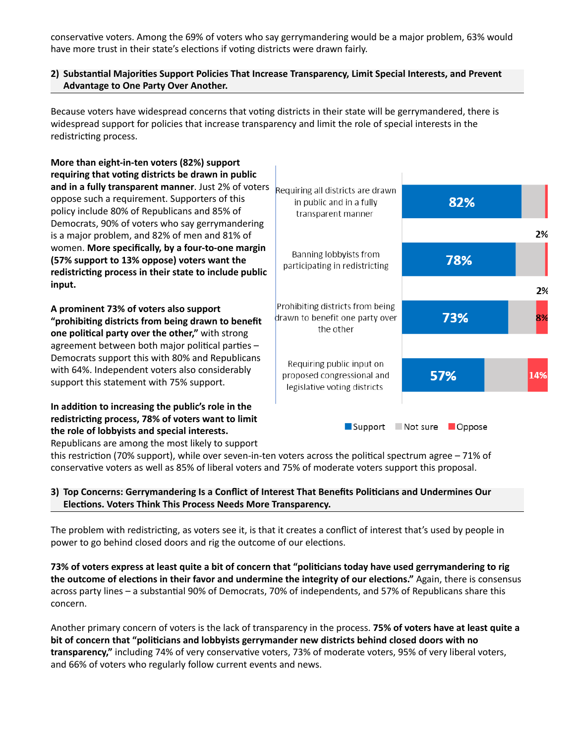conservative voters. Among the 69% of voters who say gerrymandering would be a major problem, 63% would have more trust in their state's elections if voting districts were drawn fairly.

## 2) Substantial Majorities Support Policies That Increase Transparency, Limit Special Interests, and Prevent Advantage to One Party Over Another.

Because voters have widespread concerns that voting districts in their state will be gerrymandered, there is widespread support for policies that increase transparency and limit the role of special interests in the redistricting process.

**More than eight-in-ten voters (82%) support requiring that voting districts be drawn in public and in a fully transparent manner**. Just 2% of voters oppose such a requirement. Supporters of this policy include 80% of Republicans and 85% of Democrats, 90% of voters who say gerrymandering is a major problem, and 82% of men and 81% of women. **More specifically, by a four-to-one margin (57% support to 13% oppose) voters want the redistricting process in their state to include public input.**

**A prominent 73% of voters also support "prohibiting districts from being drawn to benefit one political party over the other,"** with strong agreement between both major political parties – Democrats support this with 80% and Republicans with 64%. Independent voters also considerably support this statement with 75% support.

**In addition to increasing the public's role in the redistricting process, 78% of voters want to limit the role of lobbyists and special interests.** Republicans are among the most likely to support this restriction (70% support), while over seven-in-ten voters across the political spectrum agree – 71% of conservative voters as well as 85% of liberal voters and 75% of moderate voters support this proposal.

| | Support | Oppose |
|---|---|---|
| Requiring all districts are drawn in public and in a fully transparent manner | 82% | 2% |
| Banning lobbyists from participating in redistricting | 78% | 2% |
| Prohibiting districts from being drawn to benefit one party over the other | 73% | 8% |
| Requiring public input on proposed congressional and legislative voting districts | 57% | 14% |

■Support ■Not sure ■Oppose

## 3) Top Concerns: Gerrymandering Is a Conflict of Interest That Benefits Politicians and Undermines Our Elections. Voters Think This Process Needs More Transparency.

The problem with redistricting, as voters see it, is that it creates a conflict of interest that's used by people in power to go behind closed doors and rig the outcome of our elections.

**73% of voters express at least quite a bit of concern that "politicians today have used gerrymandering to rig the outcome of elections in their favor and undermine the integrity of our elections."** Again, there is consensus across party lines – a substantial 90% of Democrats, 70% of independents, and 57% of Republicans share this concern.

Another primary concern of voters is the lack of transparency in the process. **75% of voters have at least quite a bit of concern that "politicians and lobbyists gerrymander new districts behind closed doors with no transparency,"** including 74% of very conservative voters, 73% of moderate voters, 95% of very liberal voters, and 66% of voters who regularly follow current events and news.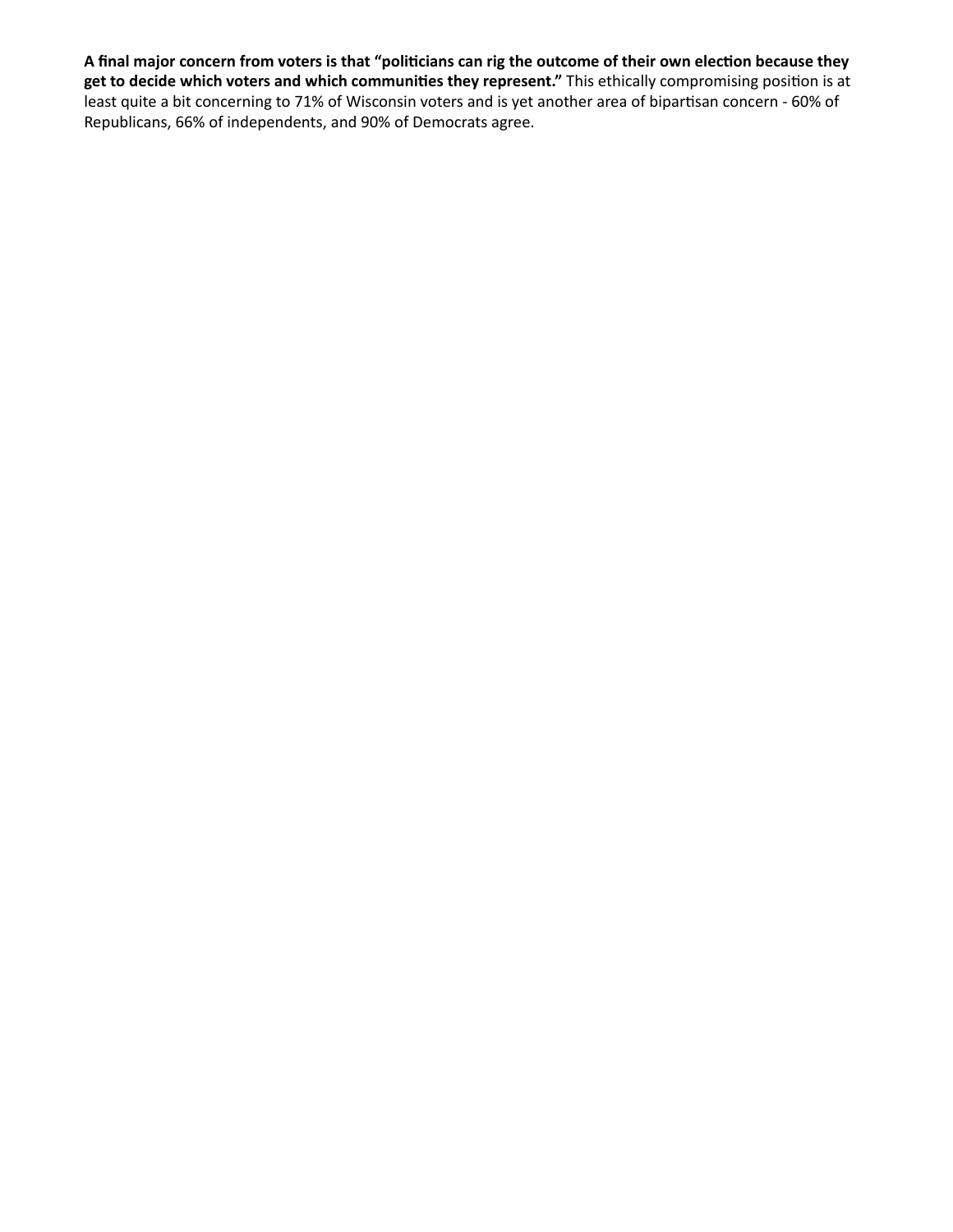**A final major concern from voters is that "politicians can rig the outcome of their own election because they get to decide which voters and which communities they represent."** This ethically compromising position is at least quite a bit concerning to 71% of Wisconsin voters and is yet another area of bipartisan concern - 60% of Republicans, 66% of independents, and 90% of Democrats agree.